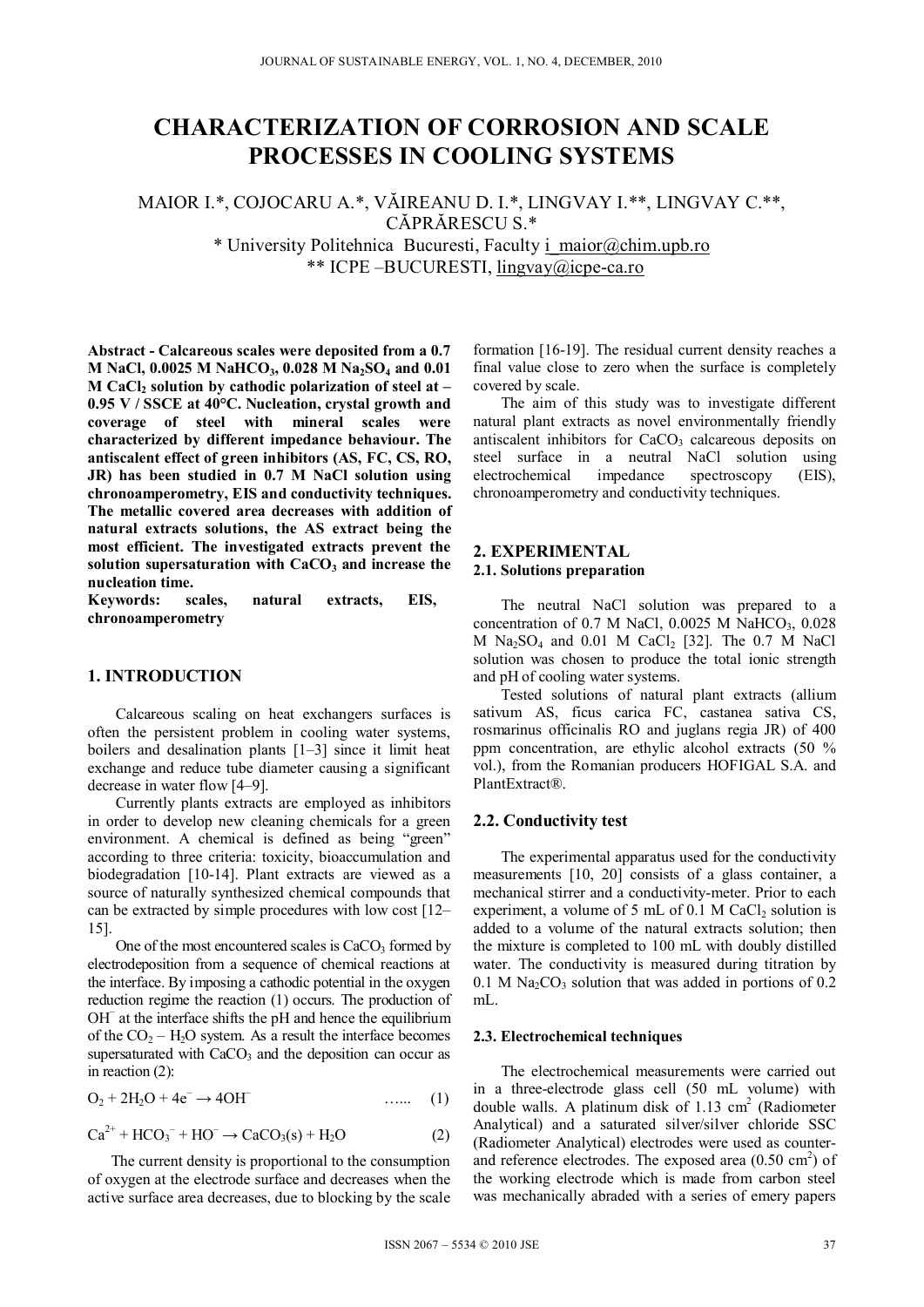# CHARACTERIZATION OF CORROSION AND SCALE PROCESSES IN COOLING SYSTEMS

MAIOR I.*, COJOCARU A.*, VĂIREANU D. I.*, LINGVAY I.**, LINGVAY C.**, CĂPRĂRESCU S.*

\* University Politehnica Bucuresti, Faculty i_maior@chim.upb.ro

\*\* ICPE –BUCURESTI, lingvay@icpe-ca.ro

**Abstract - Calcareous scales were deposited from a 0.7 M NaCl, 0.0025 M $NaHCO_3$, 0.028 M $Na_2SO_4$ and 0.01 M $CaCl_2$ solution by cathodic polarization of steel at – 0.95 V / SSCE at 40°C. Nucleation, crystal growth and coverage of steel with mineral scales were characterized by different impedance behaviour. The antiscalent effect of green inhibitors (AS, FC, CS, RO, JR) has been studied in 0.7 M NaCl solution using chronoamperometry, EIS and conductivity techniques. The metallic covered area decreases with addition of natural extracts solutions, the AS extract being the most efficient. The investigated extracts prevent the solution supersaturation with $CaCO_3$ and increase the nucleation time.**

**Keywords: scales, natural extracts, EIS, chronoamperometry**

## 1. INTRODUCTION

Calcareous scaling on heat exchangers surfaces is often the persistent problem in cooling water systems, boilers and desalination plants [1–3] since it limit heat exchange and reduce tube diameter causing a significant decrease in water flow [4–9].

Currently plants extracts are employed as inhibitors in order to develop new cleaning chemicals for a green environment. A chemical is defined as being "green" according to three criteria: toxicity, bioaccumulation and biodegradation [10-14]. Plant extracts are viewed as a source of naturally synthesized chemical compounds that can be extracted by simple procedures with low cost [12–15].

One of the most encountered scales is $CaCO_3$ formed by electrodeposition from a sequence of chemical reactions at the interface. By imposing a cathodic potential in the oxygen reduction regime the reaction (1) occurs. The production of $OH^-$ at the interface shifts the pH and hence the equilibrium of the $CO_2 – H_2O$ system. As a result the interface becomes supersaturated with $CaCO_3$ and the deposition can occur as in reaction (2):

$$O_2 + 2H_2O + 4e^- \rightarrow 4OH^- \quad \ldots\ldots \quad (1)$$

$$Ca^{2+} + HCO_3^- + HO^- \rightarrow CaCO_3(s) + H_2O \quad (2)$$

The current density is proportional to the consumption of oxygen at the electrode surface and decreases when the active surface area decreases, due to blocking by the scale formation [16-19]. The residual current density reaches a final value close to zero when the surface is completely covered by scale.

The aim of this study was to investigate different natural plant extracts as novel environmentally friendly antiscalent inhibitors for $CaCO_3$ calcareous deposits on steel surface in a neutral NaCl solution using electrochemical impedance spectroscopy (EIS), chronoamperometry and conductivity techniques.

## 2. EXPERIMENTAL

### 2.1. Solutions preparation

The neutral NaCl solution was prepared to a concentration of 0.7 M NaCl, 0.0025 M $NaHCO_3$, 0.028 M $Na_2SO_4$ and 0.01 M $CaCl_2$ [32]. The 0.7 M NaCl solution was chosen to produce the total ionic strength and pH of cooling water systems.

Tested solutions of natural plant extracts (allium sativum AS, ficus carica FC, castanea sativa CS, rosmarinus officinalis RO and juglans regia JR) of 400 ppm concentration, are ethylic alcohol extracts (50 % vol.), from the Romanian producers HOFIGAL S.A. and PlantExtract®.

### 2.2. Conductivity test

The experimental apparatus used for the conductivity measurements [10, 20] consists of a glass container, a mechanical stirrer and a conductivity-meter. Prior to each experiment, a volume of 5 mL of 0.1 M $CaCl_2$ solution is added to a volume of the natural extracts solution; then the mixture is completed to 100 mL with doubly distilled water. The conductivity is measured during titration by 0.1 M $Na_2CO_3$ solution that was added in portions of 0.2 mL.

#### 2.3. Electrochemical techniques

The electrochemical measurements were carried out in a three-electrode glass cell (50 mL volume) with double walls. A platinum disk of 1.13 $cm^2$ (Radiometer Analytical) and a saturated silver/silver chloride SSC (Radiometer Analytical) electrodes were used as counter- and reference electrodes. The exposed area (0.50 $cm^2$) of the working electrode which is made from carbon steel was mechanically abraded with a series of emery papers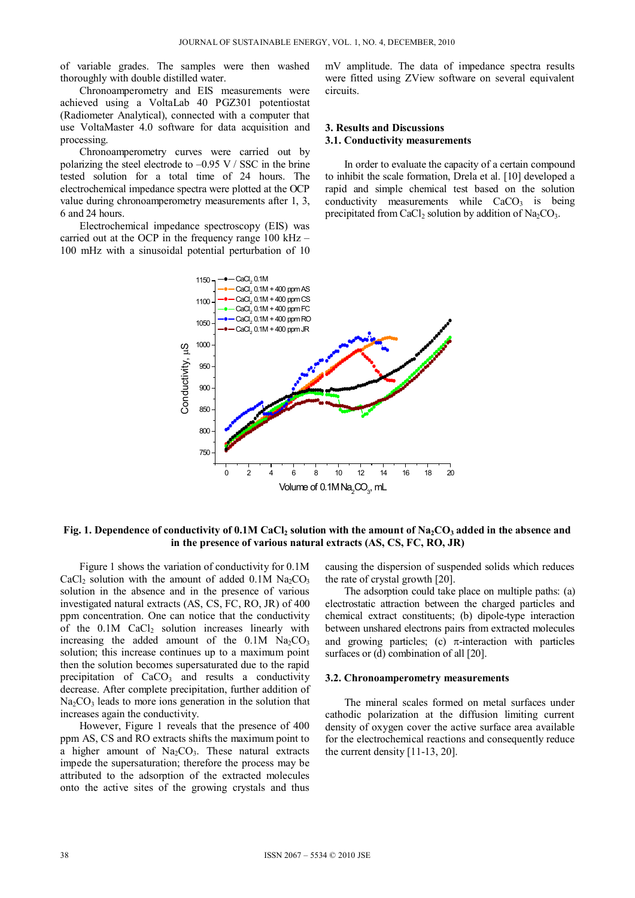of variable grades. The samples were then washed thoroughly with double distilled water.

Chronoamperometry and EIS measurements were achieved using a VoltaLab 40 PGZ301 potentiostat (Radiometer Analytical), connected with a computer that use VoltaMaster 4.0 software for data acquisition and processing.

Chronoamperometry curves were carried out by polarizing the steel electrode to –0.95 V / SSC in the brine tested solution for a total time of 24 hours. The electrochemical impedance spectra were plotted at the OCP value during chronoamperometry measurements after 1, 3, 6 and 24 hours.

Electrochemical impedance spectroscopy (EIS) was carried out at the OCP in the frequency range 100 kHz – 100 mHz with a sinusoidal potential perturbation of 10 mV amplitude. The data of impedance spectra results were fitted using ZView software on several equivalent circuits.

## 3. Results and Discussions

### 3.1. Conductivity measurements

In order to evaluate the capacity of a certain compound to inhibit the scale formation, Drela et al. [10] developed a rapid and simple chemical test based on the solution conductivity measurements while $CaCO_3$ is being precipitated from $CaCl_2$ solution by addition of $Na_2CO_3$.

**Fig. 1. Dependence of conductivity of 0.1M $CaCl_2$ solution with the amount of $Na_2CO_3$ added in the absence and in the presence of various natural extracts (AS, CS, FC, RO, JR)**

Figure 1 shows the variation of conductivity for 0.1M $CaCl_2$ solution with the amount of added 0.1M $Na_2CO_3$ solution in the absence and in the presence of various investigated natural extracts (AS, CS, FC, RO, JR) of 400 ppm concentration. One can notice that the conductivity of the 0.1M $CaCl_2$ solution increases linearly with increasing the added amount of the 0.1M $Na_2CO_3$ solution; this increase continues up to a maximum point then the solution becomes supersaturated due to the rapid precipitation of $CaCO_3$ and results a conductivity decrease. After complete precipitation, further addition of $Na_2CO_3$ leads to more ions generation in the solution that increases again the conductivity.

However, Figure 1 reveals that the presence of 400 ppm AS, CS and RO extracts shifts the maximum point to a higher amount of $Na_2CO_3$. These natural extracts impede the supersaturation; therefore the process may be attributed to the adsorption of the extracted molecules onto the active sites of the growing crystals and thus causing the dispersion of suspended solids which reduces the rate of crystal growth [20].

The adsorption could take place on multiple paths: (a) electrostatic attraction between the charged particles and chemical extract constituents; (b) dipole-type interaction between unshared electrons pairs from extracted molecules and growing particles; (c) π-interaction with particles surfaces or (d) combination of all [20].

### 3.2. Chronoamperometry measurements

The mineral scales formed on metal surfaces under cathodic polarization at the diffusion limiting current density of oxygen cover the active surface area available for the electrochemical reactions and consequently reduce the current density [11-13, 20].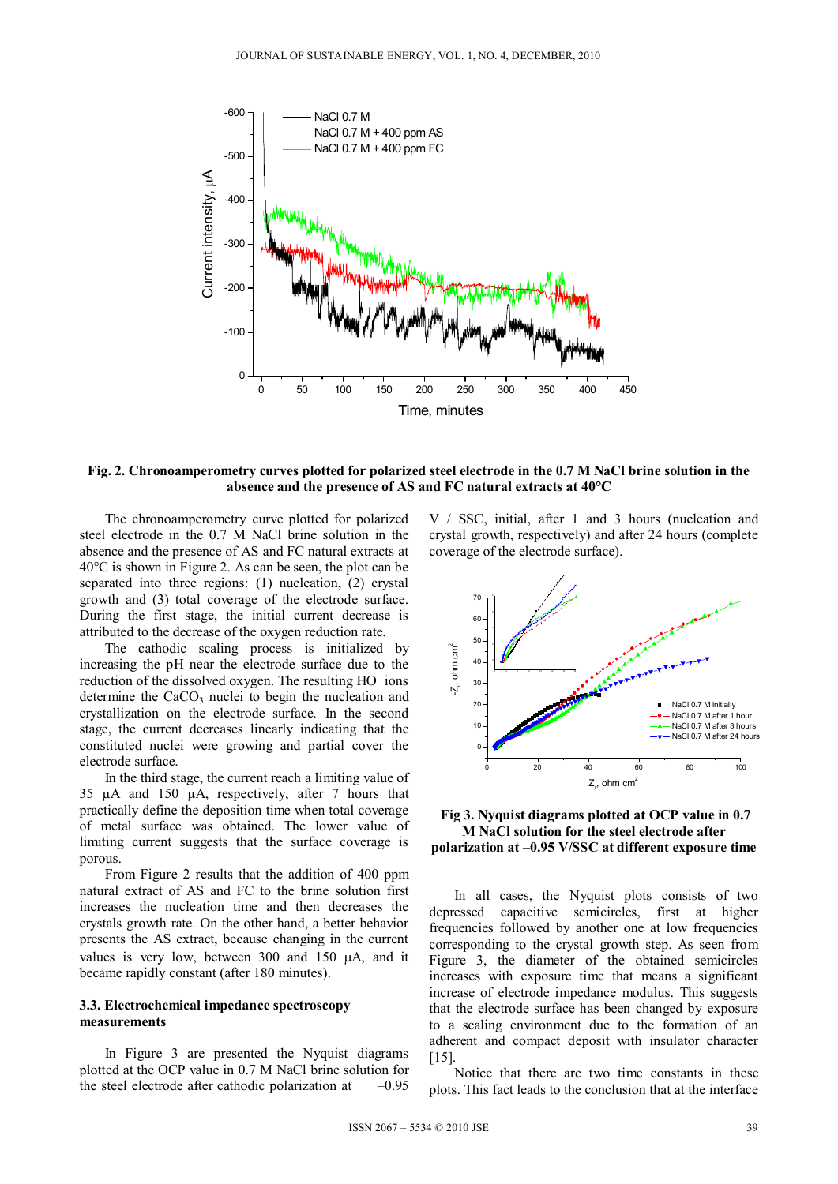Fig. 2. Chronoamperometry curves plotted for polarized steel electrode in the 0.7 M NaCl brine solution in the absence and the presence of AS and FC natural extracts at 40°C

The chronoamperometry curve plotted for polarized steel electrode in the 0.7 M NaCl brine solution in the absence and the presence of AS and FC natural extracts at 40°C is shown in Figure 2. As can be seen, the plot can be separated into three regions: (1) nucleation, (2) crystal growth and (3) total coverage of the electrode surface. During the first stage, the initial current decrease is attributed to the decrease of the oxygen reduction rate.

The cathodic scaling process is initialized by increasing the pH near the electrode surface due to the reduction of the dissolved oxygen. The resulting $HO^-$ ions determine the $CaCO_3$ nuclei to begin the nucleation and crystallization on the electrode surface. In the second stage, the current decreases linearly indicating that the constituted nuclei were growing and partial cover the electrode surface.

In the third stage, the current reach a limiting value of 35 μA and 150 μA, respectively, after 7 hours that practically define the deposition time when total coverage of metal surface was obtained. The lower value of limiting current suggests that the surface coverage is porous.

From Figure 2 results that the addition of 400 ppm natural extract of AS and FC to the brine solution first increases the nucleation time and then decreases the crystals growth rate. On the other hand, a better behavior presents the AS extract, because changing in the current values is very low, between 300 and 150 μA, and it became rapidly constant (after 180 minutes).

### 3.3. Electrochemical impedance spectroscopy measurements

In Figure 3 are presented the Nyquist diagrams plotted at the OCP value in 0.7 M NaCl brine solution for the steel electrode after cathodic polarization at –0.95 V / SSC, initial, after 1 and 3 hours (nucleation and crystal growth, respectively) and after 24 hours (complete coverage of the electrode surface).

Fig 3. Nyquist diagrams plotted at OCP value in 0.7 M NaCl solution for the steel electrode after polarization at –0.95 V/SSC at different exposure time

In all cases, the Nyquist plots consists of two depressed capacitive semicircles, first at higher frequencies followed by another one at low frequencies corresponding to the crystal growth step. As seen from Figure 3, the diameter of the obtained semicircles increases with exposure time that means a significant increase of electrode impedance modulus. This suggests that the electrode surface has been changed by exposure to a scaling environment due to the formation of an adherent and compact deposit with insulator character [15].

Notice that there are two time constants in these plots. This fact leads to the conclusion that at the interface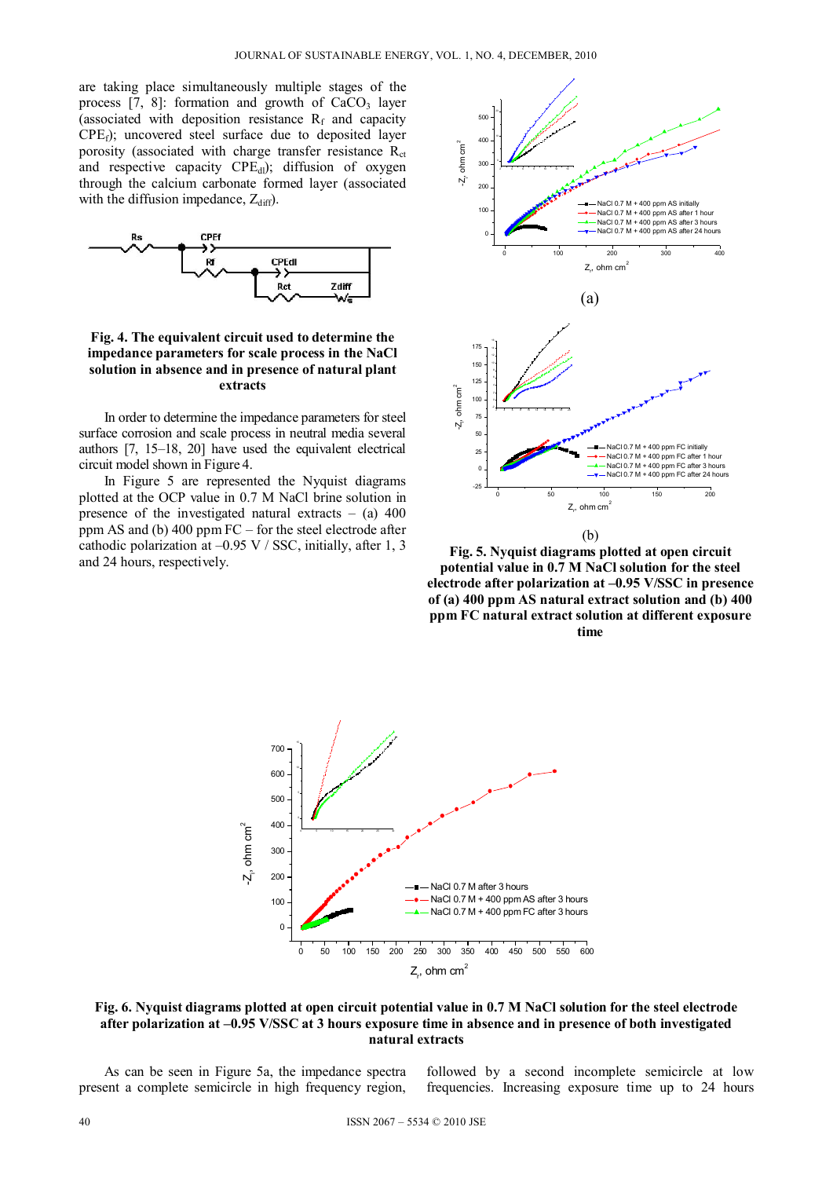are taking place simultaneously multiple stages of the process [7, 8]: formation and growth of $CaCO_3$ layer (associated with deposition resistance $R_f$ and capacity $CPE_f$); uncovered steel surface due to deposited layer porosity (associated with charge transfer resistance $R_{ct}$ and respective capacity $CPE_{dl}$); diffusion of oxygen through the calcium carbonate formed layer (associated with the diffusion impedance, $Z_{diff}$).

**Fig. 4. The equivalent circuit used to determine the impedance parameters for scale process in the NaCl solution in absence and in presence of natural plant extracts**

In order to determine the impedance parameters for steel surface corrosion and scale process in neutral media several authors [7, 15–18, 20] have used the equivalent electrical circuit model shown in Figure 4.

In Figure 5 are represented the Nyquist diagrams plotted at the OCP value in 0.7 M NaCl brine solution in presence of the investigated natural extracts – (a) 400 ppm AS and (b) 400 ppm FC – for the steel electrode after cathodic polarization at –0.95 V / SSC, initially, after 1, 3 and 24 hours, respectively.

(a)

(b)

**Fig. 5. Nyquist diagrams plotted at open circuit potential value in 0.7 M NaCl solution for the steel electrode after polarization at –0.95 V/SSC in presence of (a) 400 ppm AS natural extract solution and (b) 400 ppm FC natural extract solution at different exposure time**

**Fig. 6. Nyquist diagrams plotted at open circuit potential value in 0.7 M NaCl solution for the steel electrode after polarization at –0.95 V/SSC at 3 hours exposure time in absence and in presence of both investigated natural extracts**

As can be seen in Figure 5a, the impedance spectra present a complete semicircle in high frequency region, followed by a second incomplete semicircle at low frequencies. Increasing exposure time up to 24 hours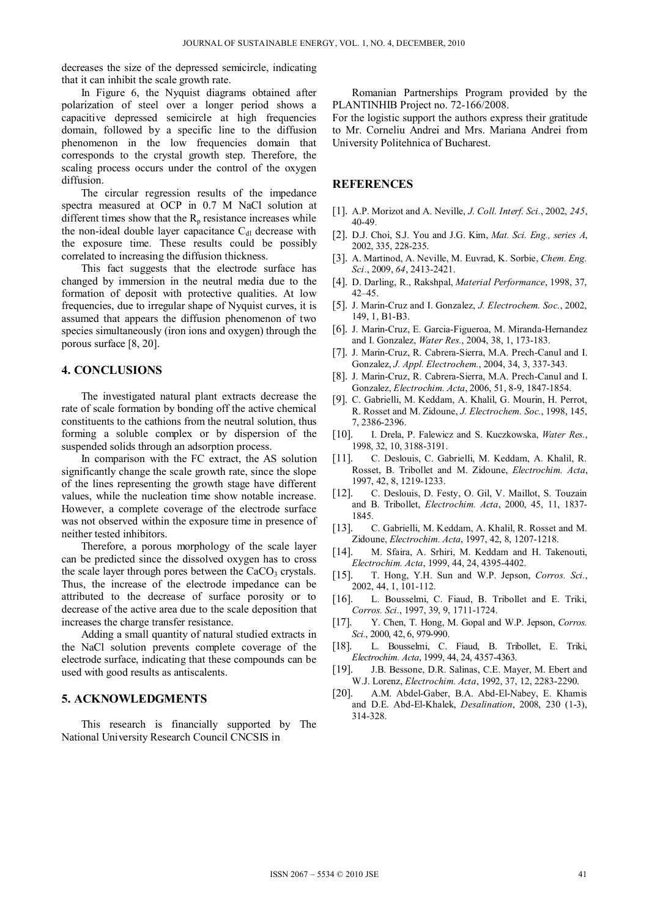decreases the size of the depressed semicircle, indicating that it can inhibit the scale growth rate.

In Figure 6, the Nyquist diagrams obtained after polarization of steel over a longer period shows a capacitive depressed semicircle at high frequencies domain, followed by a specific line to the diffusion phenomenon in the low frequencies domain that corresponds to the crystal growth step. Therefore, the scaling process occurs under the control of the oxygen diffusion.

The circular regression results of the impedance spectra measured at OCP in 0.7 M NaCl solution at different times show that the $R_p$ resistance increases while the non-ideal double layer capacitance $C_{dl}$ decrease with the exposure time. These results could be possibly correlated to increasing the diffusion thickness.

This fact suggests that the electrode surface has changed by immersion in the neutral media due to the formation of deposit with protective qualities. At low frequencies, due to irregular shape of Nyquist curves, it is assumed that appears the diffusion phenomenon of two species simultaneously (iron ions and oxygen) through the porous surface [8, 20].

## 4. CONCLUSIONS

The investigated natural plant extracts decrease the rate of scale formation by bonding off the active chemical constituents to the cathions from the neutral solution, thus forming a soluble complex or by dispersion of the suspended solids through an adsorption process.

In comparison with the FC extract, the AS solution significantly change the scale growth rate, since the slope of the lines representing the growth stage have different values, while the nucleation time show notable increase. However, a complete coverage of the electrode surface was not observed within the exposure time in presence of neither tested inhibitors.

Therefore, a porous morphology of the scale layer can be predicted since the dissolved oxygen has to cross the scale layer through pores between the $CaCO_3$ crystals. Thus, the increase of the electrode impedance can be attributed to the decrease of surface porosity or to decrease of the active area due to the scale deposition that increases the charge transfer resistance.

Adding a small quantity of natural studied extracts in the NaCl solution prevents complete coverage of the electrode surface, indicating that these compounds can be used with good results as antiscalents.

## 5. ACKNOWLEDGMENTS

This research is financially supported by The National University Research Council CNCSIS in Romanian Partnerships Program provided by the PLANTINHIB Project no. 72-166/2008.

For the logistic support the authors express their gratitude to Mr. Corneliu Andrei and Mrs. Mariana Andrei from University Politehnica of Bucharest.

## REFERENCES

[1]. A.P. Morizot and A. Neville, *J. Coll. Interf. Sci.*, 2002, *245*, 40-49.

[2]. D.J. Choi, S.J. You and J.G. Kim, *Mat. Sci. Eng., series A*, 2002, 335, 228-235.

[3]. A. Martinod, A. Neville, M. Euvrad, K. Sorbie, *Chem. Eng. Sci*., 2009, *64*, 2413-2421.

[4]. D. Darling, R., Rakshpal, *Material Performance*, 1998, 37, 42–45.

[5]. J. Marin-Cruz and I. Gonzalez, *J. Electrochem. Soc.*, 2002, 149, 1, B1-B3.

[6]. J. Marin-Cruz, E. Garcia-Figueroa, M. Miranda-Hernandez and I. Gonzalez, *Water Res.*, 2004, 38, 1, 173-183.

[7]. J. Marin-Cruz, R. Cabrera-Sierra, M.A. Prech-Canul and I. Gonzalez, *J. Appl. Electrochem.*, 2004, 34, 3, 337-343.

[8]. J. Marin-Cruz, R. Cabrera-Sierra, M.A. Prech-Canul and I. Gonzalez, *Electrochim. Acta*, 2006, 51, 8-9, 1847-1854.

[9]. C. Gabrielli, M. Keddam, A. Khalil, G. Mourin, H. Perrot, R. Rosset and M. Zidoune, *J. Electrochem. Soc.*, 1998, 145, 7, 2386-2396.

[10]. I. Drela, P. Falewicz and S. Kuczkowska, *Water Res.*, 1998, 32, 10, 3188-3191.

[11]. C. Deslouis, C. Gabrielli, M. Keddam, A. Khalil, R. Rosset, B. Tribollet and M. Zidoune, *Electrochim. Acta*, 1997, 42, 8, 1219-1233.

[12]. C. Deslouis, D. Festy, O. Gil, V. Maillot, S. Touzain and B. Tribollet, *Electrochim. Acta*, 2000, 45, 11, 1837-1845.

[13]. C. Gabrielli, M. Keddam, A. Khalil, R. Rosset and M. Zidoune, *Electrochim. Acta*, 1997, 42, 8, 1207-1218.

[14]. M. Sfaira, A. Srhiri, M. Keddam and H. Takenouti, *Electrochim. Acta*, 1999, 44, 24, 4395-4402.

[15]. T. Hong, Y.H. Sun and W.P. Jepson, *Corros. Sci.*, 2002, 44, 1, 101-112.

[16]. L. Bousselmi, C. Fiaud, B. Tribollet and E. Triki, *Corros. Sci*., 1997, 39, 9, 1711-1724.

[17]. Y. Chen, T. Hong, M. Gopal and W.P. Jepson, *Corros. Sci*., 2000, 42, 6, 979-990.

[18]. L. Bousselmi, C. Fiaud, B. Tribollet, E. Triki, *Electrochim. Acta*, 1999, 44, 24, 4357-4363.

[19]. J.B. Bessone, D.R. Salinas, C.E. Mayer, M. Ebert and W.J. Lorenz, *Electrochim. Acta*, 1992, 37, 12, 2283-2290.

[20]. A.M. Abdel-Gaber, B.A. Abd-El-Nabey, E. Khamis and D.E. Abd-El-Khalek, *Desalination*, 2008, 230 (1-3), 314-328.